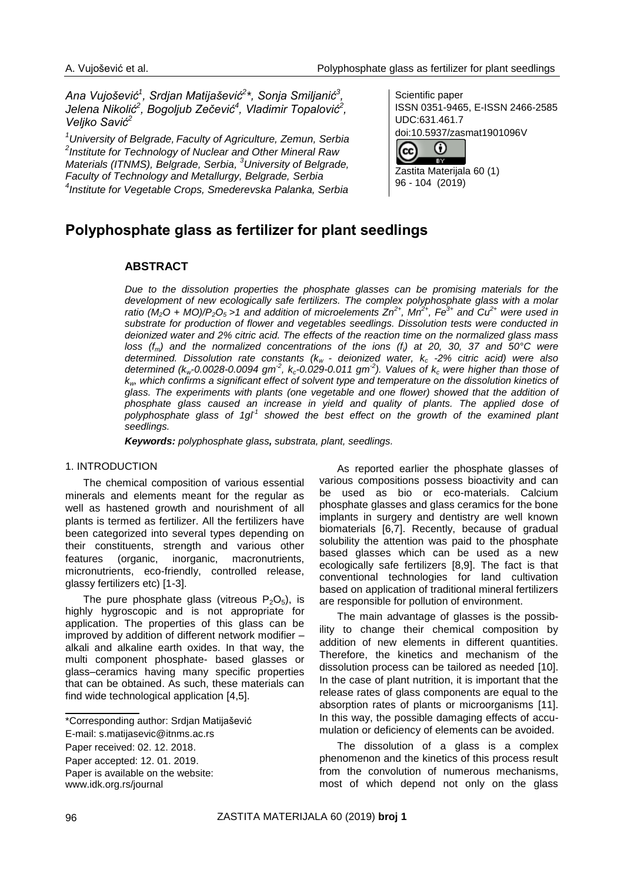*Ana Vujošević[1], Srdjan Matijašević[2]\*, Sonja Smiljanić[3], Jelena Nikolić[2], Bogoljub Zečević[4], Vladimir Topalović[2], Veljko Savić[2]*

*[1]University of Belgrade, Faculty of Agriculture, Zemun, Serbia*
*[2]Institute for Technology of Nuclear and Other Mineral Raw Materials (ITNMS), Belgrade, Serbia, [3]University of Belgrade, Faculty of Technology and Metallurgy, Belgrade, Serbia*
*[4]Institute for Vegetable Crops, Smederevska Palanka, Serbia*

Scientific paper
ISSN 0351-9465, E-ISSN 2466-2585
UDC:631.461.7
doi:10.5937/zasmat1901096V

Zastita Materijala 60 (1)
96 - 104 (2019)

# Polyphosphate glass as fertilizer for plant seedlings

## ABSTRACT

*Due to the dissolution properties the phosphate glasses can be promising materials for the development of new ecologically safe fertilizers. The complex polyphosphate glass with a molar ratio $(M_2O + MO)/P_2O_5 > 1$ and addition of microelements $Zn^{2+}$, $Mn^{2+}$, $Fe^{3+}$ and $Cu^{2+}$ were used in substrate for production of flower and vegetables seedlings. Dissolution tests were conducted in deionized water and 2% citric acid. The effects of the reaction time on the normalized glass mass loss ($f_m$) and the normalized concentrations of the ions ($f_i$) at 20, 30, 37 and 50°C were determined. Dissolution rate constants ($k_w$ - deionized water, $k_c$ -2% citric acid) were also determined ($k_w$-0.0028-0.0094 $gm^{-2}$, $k_c$-0.029-0.011 $gm^{-2}$). Values of $k_c$ were higher than those of $k_w$, which confirms a significant effect of solvent type and temperature on the dissolution kinetics of glass. The experiments with plants (one vegetable and one flower) showed that the addition of phosphate glass caused an increase in yield and quality of plants. The applied dose of polyphosphate glass of $1gl^{-1}$ showed the best effect on the growth of the examined plant seedlings.*

***Keywords:** polyphosphate glass, substrata, plant, seedlings.*

## 1. INTRODUCTION

The chemical composition of various essential minerals and elements meant for the regular as well as hastened growth and nourishment of all plants is termed as fertilizer. All the fertilizers have been categorized into several types depending on their constituents, strength and various other features (organic, inorganic, macronutrients, micronutrients, eco-friendly, controlled release, glassy fertilizers etc) [1-3].

The pure phosphate glass (vitreous $P_2O_5$), is highly hygroscopic and is not appropriate for application. The properties of this glass can be improved by addition of different network modifier – alkali and alkaline earth oxides. In that way, the multi component phosphate- based glasses or glass–ceramics having many specific properties that can be obtained. As such, these materials can find wide technological application [4,5].

As reported earlier the phosphate glasses of various compositions possess bioactivity and can be used as bio or eco-materials. Calcium phosphate glasses and glass ceramics for the bone implants in surgery and dentistry are well known biomaterials [6,7]. Recently, because of gradual solubility the attention was paid to the phosphate based glasses which can be used as a new ecologically safe fertilizers [8,9]. The fact is that conventional technologies for land cultivation based on application of traditional mineral fertilizers are responsible for pollution of environment.

The main advantage of glasses is the possibility to change their chemical composition by addition of new elements in different quantities. Therefore, the kinetics and mechanism of the dissolution process can be tailored as needed [10]. In the case of plant nutrition, it is important that the release rates of glass components are equal to the absorption rates of plants or microorganisms [11]. In this way, the possible damaging effects of accumulation or deficiency of elements can be avoided.

The dissolution of a glass is a complex phenomenon and the kinetics of this process result from the convolution of numerous mechanisms, most of which depend not only on the glass

\*Corresponding author: Srdjan Matijašević
E-mail: s.matijasevic@itnms.ac.rs
Paper received: 02. 12. 2018.
Paper accepted: 12. 01. 2019.
Paper is available on the website: www.idk.org.rs/journal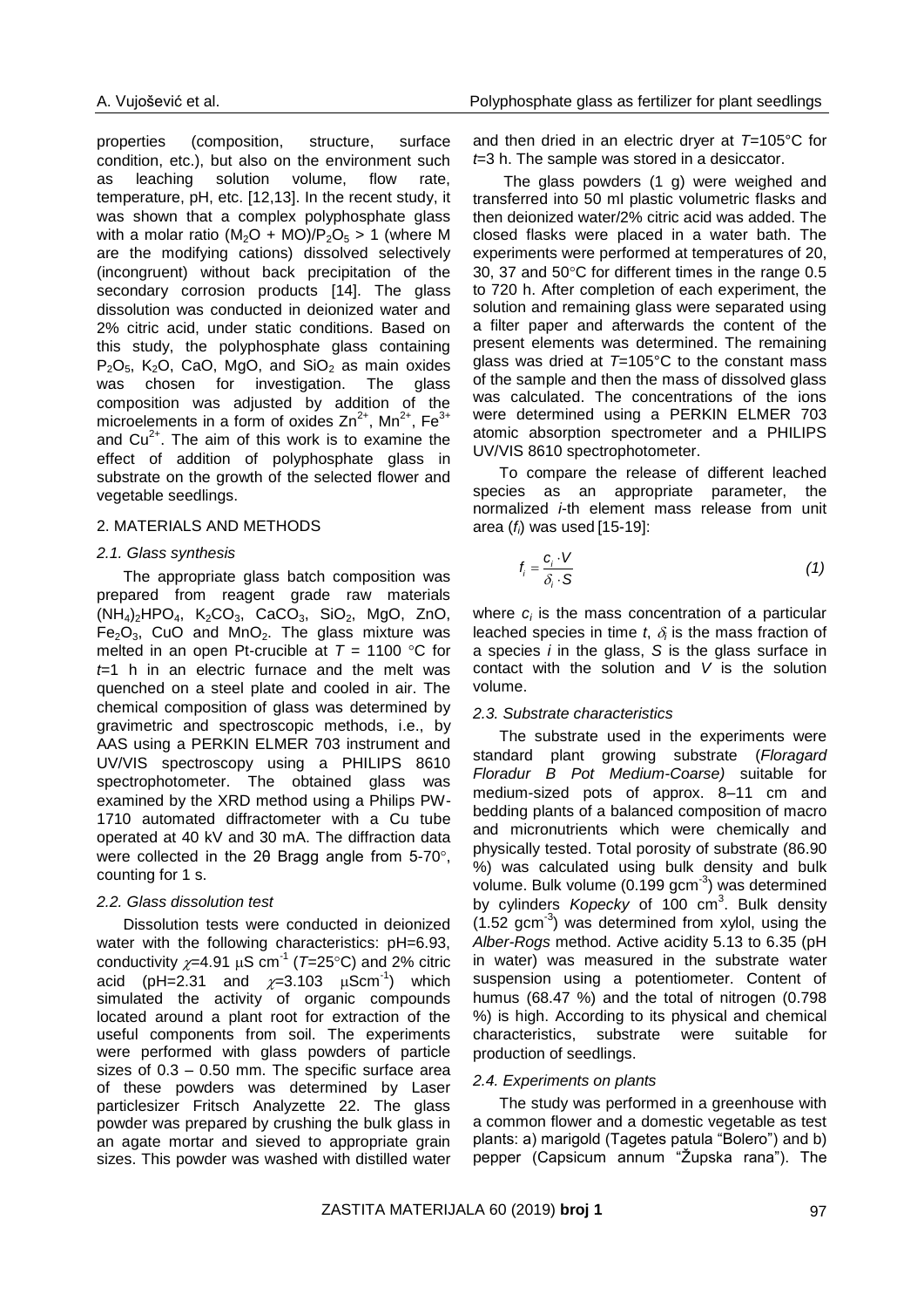properties (composition, structure, surface condition, etc.), but also on the environment such as leaching solution volume, flow rate, temperature, pH, etc. [12,13]. In the recent study, it was shown that a complex polyphosphate glass with a molar ratio $(M_2O + MO)/P_2O_5 > 1$ (where M are the modifying cations) dissolved selectively (incongruent) without back precipitation of the secondary corrosion products [14]. The glass dissolution was conducted in deionized water and 2% citric acid, under static conditions. Based on this study, the polyphosphate glass containing $P_2O_5$, $K_2O$, CaO, MgO, and $SiO_2$ as main oxides was chosen for investigation. The glass composition was adjusted by addition of the microelements in a form of oxides $Zn^{2+}$, $Mn^{2+}$, $Fe^{3+}$ and $Cu^{2+}$. The aim of this work is to examine the effect of addition of polyphosphate glass in substrate on the growth of the selected flower and vegetable seedlings.

## 2. MATERIALS AND METHODS

### *2.1. Glass synthesis*

The appropriate glass batch composition was prepared from reagent grade raw materials $(NH_4)_2HPO_4$, $K_2CO_3$, $CaCO_3$, $SiO_2$, MgO, ZnO, $Fe_2O_3$, CuO and $MnO_2$. The glass mixture was melted in an open Pt-crucible at $T$ = 1100 °C for $t$=1 h in an electric furnace and the melt was quenched on a steel plate and cooled in air. The chemical composition of glass was determined by gravimetric and spectroscopic methods, i.e., by AAS using a PERKIN ELMER 703 instrument and UV/VIS spectroscopy using a PHILIPS 8610 spectrophotometer. The obtained glass was examined by the XRD method using a Philips PW-1710 automated diffractometer with a Cu tube operated at 40 kV and 30 mA. The diffraction data were collected in the 2θ Bragg angle from 5-70°, counting for 1 s.

### *2.2. Glass dissolution test*

Dissolution tests were conducted in deionized water with the following characteristics: pH=6.93, conductivity $\chi$=4.91 μS cm$^{-1}$ ($T$=25°C) and 2% citric acid (pH=2.31 and $\chi$=3.103 μScm$^{-1}$) which simulated the activity of organic compounds located around a plant root for extraction of the useful components from soil. The experiments were performed with glass powders of particle sizes of 0.3 – 0.50 mm. The specific surface area of these powders was determined by Laser particlesizer Fritsch Analyzette 22. The glass powder was prepared by crushing the bulk glass in an agate mortar and sieved to appropriate grain sizes. This powder was washed with distilled water and then dried in an electric dryer at $T$=105°C for $t$=3 h. The sample was stored in a desiccator.

The glass powders (1 g) were weighed and transferred into 50 ml plastic volumetric flasks and then deionized water/2% citric acid was added. The closed flasks were placed in a water bath. The experiments were performed at temperatures of 20, 30, 37 and 50°C for different times in the range 0.5 to 720 h. After completion of each experiment, the solution and remaining glass were separated using a filter paper and afterwards the content of the present elements was determined. The remaining glass was dried at $T$=105°C to the constant mass of the sample and then the mass of dissolved glass was calculated. The concentrations of the ions were determined using a PERKIN ELMER 703 atomic absorption spectrometer and a PHILIPS UV/VIS 8610 spectrophotometer.

To compare the release of different leached species as an appropriate parameter, the normalized *i*-th element mass release from unit area ($f_i$) was used [15-19]:

$$f_i = \frac{c_i \cdot V}{\delta_i \cdot S} \tag{1}$$

where $c_i$ is the mass concentration of a particular leached species in time $t$, $\delta_i$ is the mass fraction of a species $i$ in the glass, $S$ is the glass surface in contact with the solution and $V$ is the solution volume.

### *2.3. Substrate characteristics*

The substrate used in the experiments were standard plant growing substrate (*Floragard Floradur B Pot Medium-Coarse)* suitable for medium-sized pots of approx. 8–11 cm and bedding plants of a balanced composition of macro and micronutrients which were chemically and physically tested. Total porosity of substrate (86.90 %) was calculated using bulk density and bulk volume. Bulk volume (0.199 gcm$^{-3}$) was determined by cylinders *Kopecky* of 100 cm$^3$. Bulk density (1.52 gcm$^{-3}$) was determined from xylol, using the *Alber-Rogs* method. Active acidity 5.13 to 6.35 (pH in water) was measured in the substrate water suspension using a potentiometer. Content of humus (68.47 %) and the total of nitrogen (0.798 %) is high. According to its physical and chemical characteristics, substrate were suitable for production of seedlings.

### *2.4. Experiments on plants*

The study was performed in a greenhouse with a common flower and a domestic vegetable as test plants: a) marigold (Tagetes patula "Bolero") and b) pepper (Capsicum annum "Župska rana"). The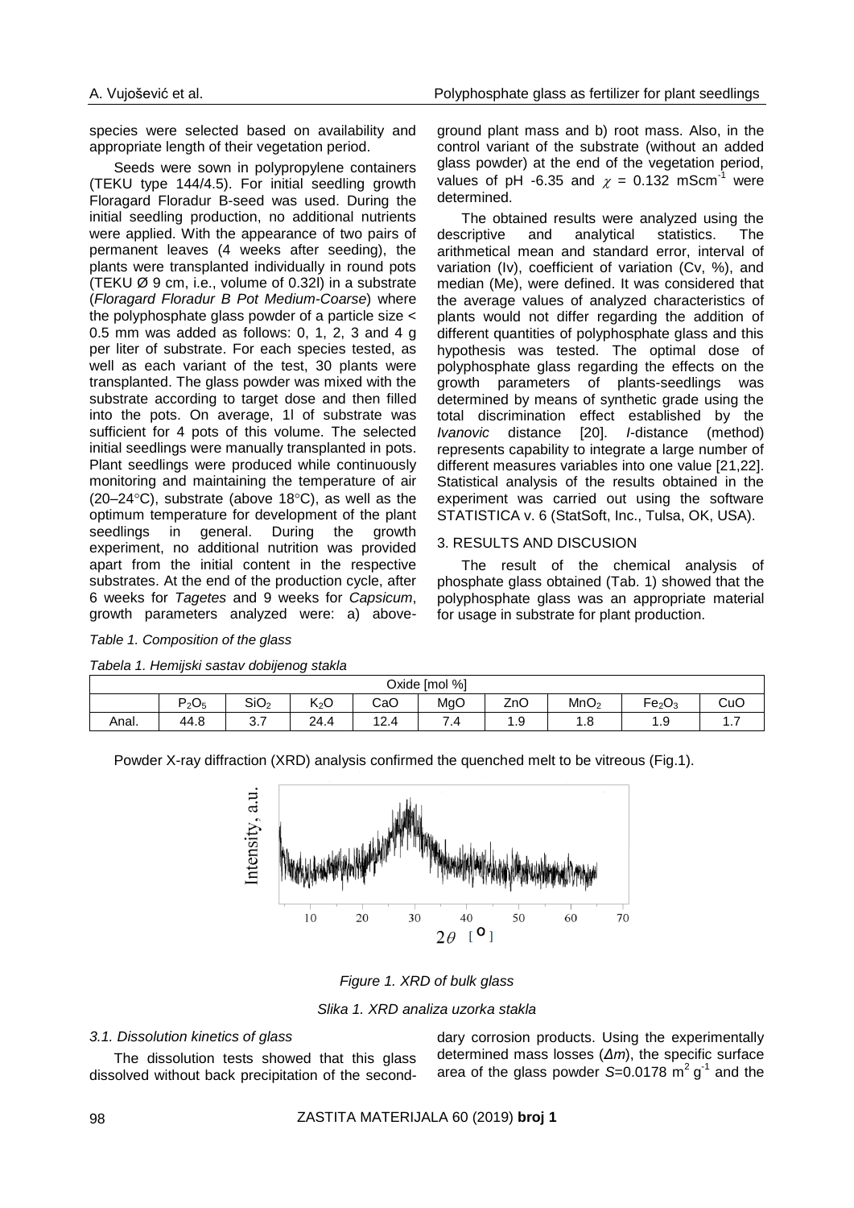species were selected based on availability and appropriate length of their vegetation period.

Seeds were sown in polypropylene containers (TEKU type 144/4.5). For initial seedling growth Floragard Floradur B-seed was used. During the initial seedling production, no additional nutrients were applied. With the appearance of two pairs of permanent leaves (4 weeks after seeding), the plants were transplanted individually in round pots (TEKU Ø 9 cm, i.e., volume of 0.32l) in a substrate (*Floragard Floradur B Pot Medium-Coarse*) where the polyphosphate glass powder of a particle size < 0.5 mm was added as follows: 0, 1, 2, 3 and 4 g per liter of substrate. For each species tested, as well as each variant of the test, 30 plants were transplanted. The glass powder was mixed with the substrate according to target dose and then filled into the pots. On average, 1l of substrate was sufficient for 4 pots of this volume. The selected initial seedlings were manually transplanted in pots. Plant seedlings were produced while continuously monitoring and maintaining the temperature of air (20–24°C), substrate (above 18°C), as well as the optimum temperature for development of the plant seedlings in general. During the growth experiment, no additional nutrition was provided apart from the initial content in the respective substrates. At the end of the production cycle, after 6 weeks for *Tagetes* and 9 weeks for *Capsicum*, growth parameters analyzed were: a) above-ground plant mass and b) root mass. Also, in the control variant of the substrate (without an added glass powder) at the end of the vegetation period, values of pH -6.35 and $\chi$ = 0.132 mScm$^{-1}$ were determined.

The obtained results were analyzed using the descriptive and analytical statistics. The arithmetical mean and standard error, interval of variation (Iv), coefficient of variation (Cv, %), and median (Me), were defined. It was considered that the average values of analyzed characteristics of plants would not differ regarding the addition of different quantities of polyphosphate glass and this hypothesis was tested. The optimal dose of polyphosphate glass regarding the effects on the growth parameters of plants-seedlings was determined by means of synthetic grade using the total discrimination effect established by the *Ivanovic* distance [20]. *I*-distance (method) represents capability to integrate a large number of different measures variables into one value [21,22]. Statistical analysis of the results obtained in the experiment was carried out using the software STATISTICA v. 6 (StatSoft, Inc., Tulsa, OK, USA).

## 3. RESULTS AND DISCUSION

The result of the chemical analysis of phosphate glass obtained (Tab. 1) showed that the polyphosphate glass was an appropriate material for usage in substrate for plant production.

*Table 1. Composition of the glass*

*Tabela 1. Hemijski sastav dobijenog stakla*

| | Oxide [mol %] | | | | | | | | |
|---|---|---|---|---|---|---|---|---|---|
| | $P_2O_5$ | $SiO_2$ | $K_2O$ | CaO | MgO | ZnO | $MnO_2$ | $Fe_2O_3$ | CuO |
| Anal. | 44.8 | 3.7 | 24.4 | 12.4 | 7.4 | 1.9 | 1.8 | 1.9 | 1.7 |

Powder X-ray diffraction (XRD) analysis confirmed the quenched melt to be vitreous (Fig.1).

*Figure 1. XRD of bulk glass*

*Slika 1. XRD analiza uzorka stakla*

### 3.1. Dissolution kinetics of glass

The dissolution tests showed that this glass dissolved without back precipitation of the secondary corrosion products. Using the experimentally determined mass losses (*Δm*), the specific surface area of the glass powder $S$=0.0178 m$^2$ g$^{-1}$ and the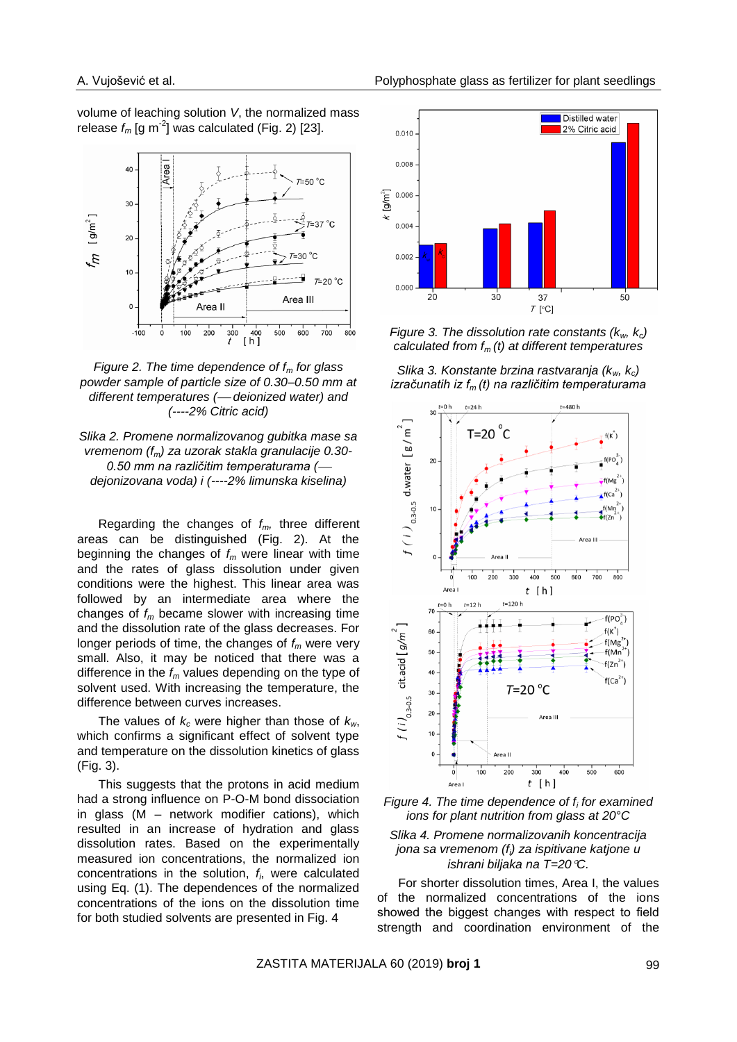volume of leaching solution $V$, the normalized mass release $f_m$ [g m$^{-2}$] was calculated (Fig. 2) [23].

*Figure 2. The time dependence of $f_m$ for glass powder sample of particle size of 0.30–0.50 mm at different temperatures (— deionized water) and (----2% Citric acid)*

*Slika 2. Promene normalizovanog gubitka mase sa vremenom ($f_m$) za uzorak stakla granulacije 0.30-0.50 mm na različitim temperaturama (— dejonizovana voda) i (----2% limunska kiselina)*

Regarding the changes of $f_m$, three different areas can be distinguished (Fig. 2). At the beginning the changes of $f_m$ were linear with time and the rates of glass dissolution under given conditions were the highest. This linear area was followed by an intermediate area where the changes of $f_m$ became slower with increasing time and the dissolution rate of the glass decreases. For longer periods of time, the changes of $f_m$ were very small. Also, it may be noticed that there was a difference in the $f_m$ values depending on the type of solvent used. With increasing the temperature, the difference between curves increases.

The values of $k_c$ were higher than those of $k_w$, which confirms a significant effect of solvent type and temperature on the dissolution kinetics of glass (Fig. 3).

This suggests that the protons in acid medium had a strong influence on P-O-M bond dissociation in glass (M – network modifier cations), which resulted in an increase of hydration and glass dissolution rates. Based on the experimentally measured ion concentrations, the normalized ion concentrations in the solution, $f_i$, were calculated using Eq. (1). The dependences of the normalized concentrations of the ions on the dissolution time for both studied solvents are presented in Fig. 4

*Figure 3. The dissolution rate constants ($k_w$, $k_c$) calculated from $f_m(t)$ at different temperatures*

*Slika 3. Konstante brzina rastvaranja ($k_w$, $k_c$) izračunatih iz $f_m(t)$ na različitim temperaturama*

*Figure 4. The time dependence of $f_i$ for examined ions for plant nutrition from glass at 20°C*

*Slika 4. Promene normalizovanih koncentracija jona sa vremenom ($f_i$) za ispitivane katjone u ishrani biljaka na T=20°C.*

For shorter dissolution times, Area I, the values of the normalized concentration of the ions showed the biggest changes with respect to field strength and coordination environment of the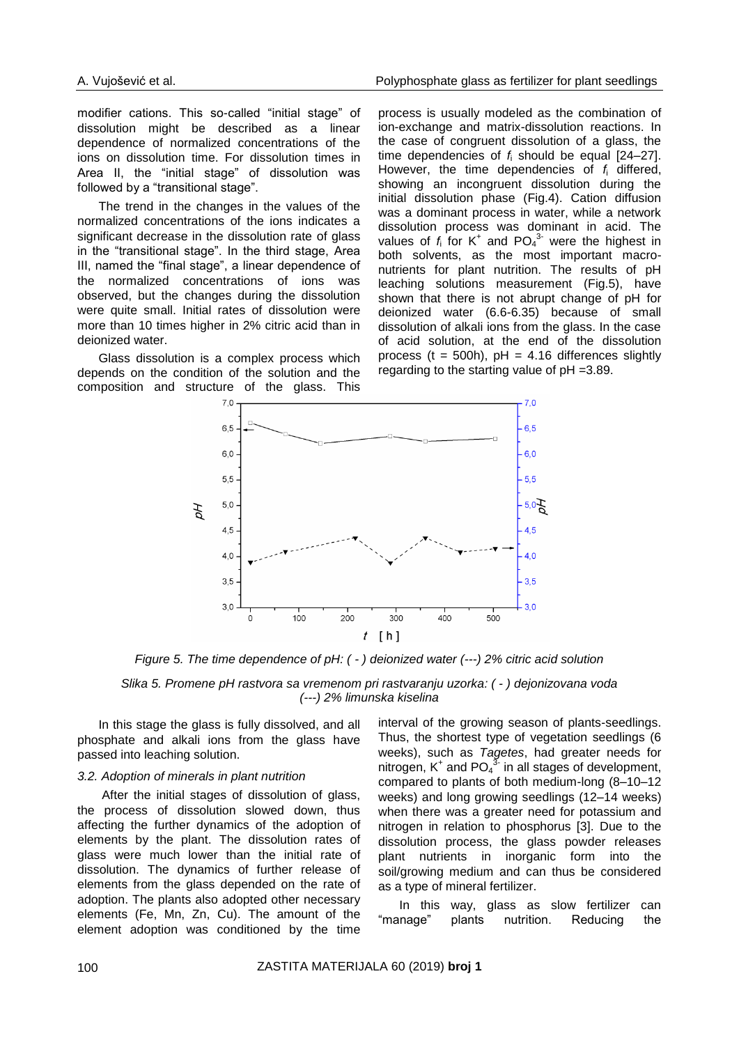modifier cations. This so-called "initial stage" of dissolution might be described as a linear dependence of normalized concentrations of the ions on dissolution time. For dissolution times in Area II, the "initial stage" of dissolution was followed by a "transitional stage".

The trend in the changes in the values of the normalized concentrations of the ions indicates a significant decrease in the dissolution rate of glass in the "transitional stage". In the third stage, Area III, named the "final stage", a linear dependence of the normalized concentrations of ions was observed, but the changes during the dissolution were quite small. Initial rates of dissolution were more than 10 times higher in 2% citric acid than in deionized water.

Glass dissolution is a complex process which depends on the condition of the solution and the composition and structure of the glass. This process is usually modeled as the combination of ion-exchange and matrix-dissolution reactions. In the case of congruent dissolution of a glass, the time dependencies of $f_i$ should be equal [24–27]. However, the time dependencies of $f_i$ differed, showing an incongruent dissolution during the initial dissolution phase (Fig.4). Cation diffusion was a dominant process in water, while a network dissolution process was dominant in acid. The values of $f_i$ for $K^+$ and $PO_4^{3-}$ were the highest in both solvents, as the most important macro-nutrients for plant nutrition. The results of pH leaching solutions measurement (Fig.5), have shown that there is not abrupt change of pH for deionized water (6.6-6.35) because of small dissolution of alkali ions from the glass. In the case of acid solution, at the end of the dissolution process (t = 500h), pH = 4.16 differences slightly regarding to the starting value of pH =3.89.

*Figure 5. The time dependence of pH: ( - ) deionized water (---) 2% citric acid solution*

*Slika 5. Promene pH rastvora sa vremenom pri rastvaranju uzorka: ( - ) dejonizovana voda (---) 2% limunska kiselina*

In this stage the glass is fully dissolved, and all phosphate and alkali ions from the glass have passed into leaching solution.

### 3.2. Adoption of minerals in plant nutrition

After the initial stages of dissolution of glass, the process of dissolution slowed down, thus affecting the further dynamics of the adoption of elements by the plant. The dissolution rates of glass were much lower than the initial rate of dissolution. The dynamics of further release of elements from the glass depended on the rate of adoption. The plants also adopted other necessary elements (Fe, Mn, Zn, Cu). The amount of the element adoption was conditioned by the time interval of the growing season of plants-seedlings. Thus, the shortest type of vegetation seedlings (6 weeks), such as *Tagetes*, had greater needs for nitrogen, $K^+$ and $PO_4^{3-}$ in all stages of development, compared to plants of both medium-long (8–10–12 weeks) and long growing seedlings (12–14 weeks) when there was a greater need for potassium and nitrogen in relation to phosphorus [3]. Due to the dissolution process, the glass powder releases plant nutrients in inorganic form into the soil/growing medium and can thus be considered as a type of mineral fertilizer.

In this way, glass as slow fertilizer can "manage" plants nutrition. Reducing the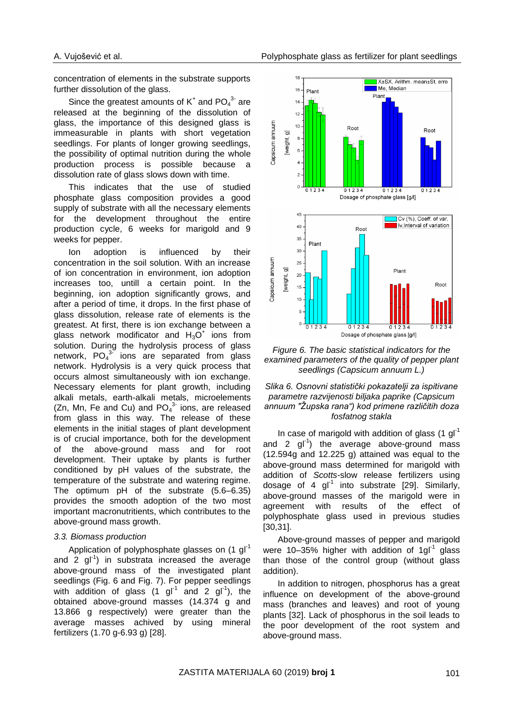concentration of elements in the substrate supports further dissolution of the glass.

Since the greatest amounts of $K^+$ and $PO_4^{3-}$ are released at the beginning of the dissolution of glass, the importance of this designed glass is immeasurable in plants with short vegetation seedlings. For plants of longer growing seedlings, the possibility of optimal nutrition during the whole production process is possible because a dissolution rate of glass slows down with time.

This indicates that the use of studied phosphate glass composition provides a good supply of substrate with all the necessary elements for the development throughout the entire production cycle, 6 weeks for marigold and 9 weeks for pepper.

Ion adoption is influenced by their concentration in the soil solution. With an increase of ion concentration in environment, ion adoption increases too, untill a certain point. In the beginning, ion adoption significantly grows, and after a period of time, it drops. In the first phase of glass dissolution, release rate of elements is the greatest. At first, there is ion exchange between a glass network modificator and $H_3O^+$ ions from solution. During the hydrolysis process of glass network, $PO_4^{3-}$ ions are separated from glass network. Hydrolysis is a very quick process that occurs almost simultaneously with ion exchange. Necessary elements for plant growth, including alkali metals, earth-alkali metals, microelements (Zn, Mn, Fe and Cu) and $PO_4^{3-}$ ions, are released from glass in this way. The release of these elements in the initial stages of plant development is of crucial importance, both for the development of the above-ground mass and for root development. Their uptake by plants is further conditioned by pH values of the substrate, the temperature of the substrate and watering regime. The optimum pH of the substrate (5.6–6.35) provides the smooth adoption of the two most important macronutritients, which contributes to the above-ground mass growth.

### *3.3. Biomass production*

Application of polyphosphate glasses on (1 $gl^{-1}$ and 2 $gl^{-1}$) in substrata increased the average above-ground mass of the investigated plant seedlings (Fig. 6 and Fig. 7). For pepper seedlings with addition of glass (1 $gl^{-1}$ and 2 $gl^{-1}$), the obtained above-ground masses (14.374 g and 13.866 g respectively) were greater than the average masses achived by using mineral fertilizers (1.70 g-6.93 g) [28].

*Figure 6. The basic statistical indicators for the examined parameters of the quality of pepper plant seedlings (Capsicum annuum L.)*

*Slika 6. Osnovni statistički pokazatelji za ispitivane parametre razvijenosti biljaka paprike (Capsicum annuum "Župska rana") kod primene različitih doza fosfatnog stakla*

In case of marigold with addition of glass (1 $gl^{-1}$ and 2 $gl^{-1}$) the average above-ground mass (12.594g and 12.225 g) attained was equal to the above-ground mass determined for marigold with addition of *Scotts*-slow release fertilizers using dosage of 4 $gl^{-1}$ into substrate [29]. Similarly, above-ground masses of the marigold were in agreement with results of the effect of polyphosphate glass used in previous studies [30,31].

Above-ground masses of pepper and marigold were 10–35% higher with addition of 1$gl^{-1}$ glass than those of the control group (without glass addition).

In addition to nitrogen, phosphorus has a great influence on development of the above-ground mass (branches and leaves) and root of young plants [32]. Lack of phosphorus in the soil leads to the poor development of the root system and above-ground mass.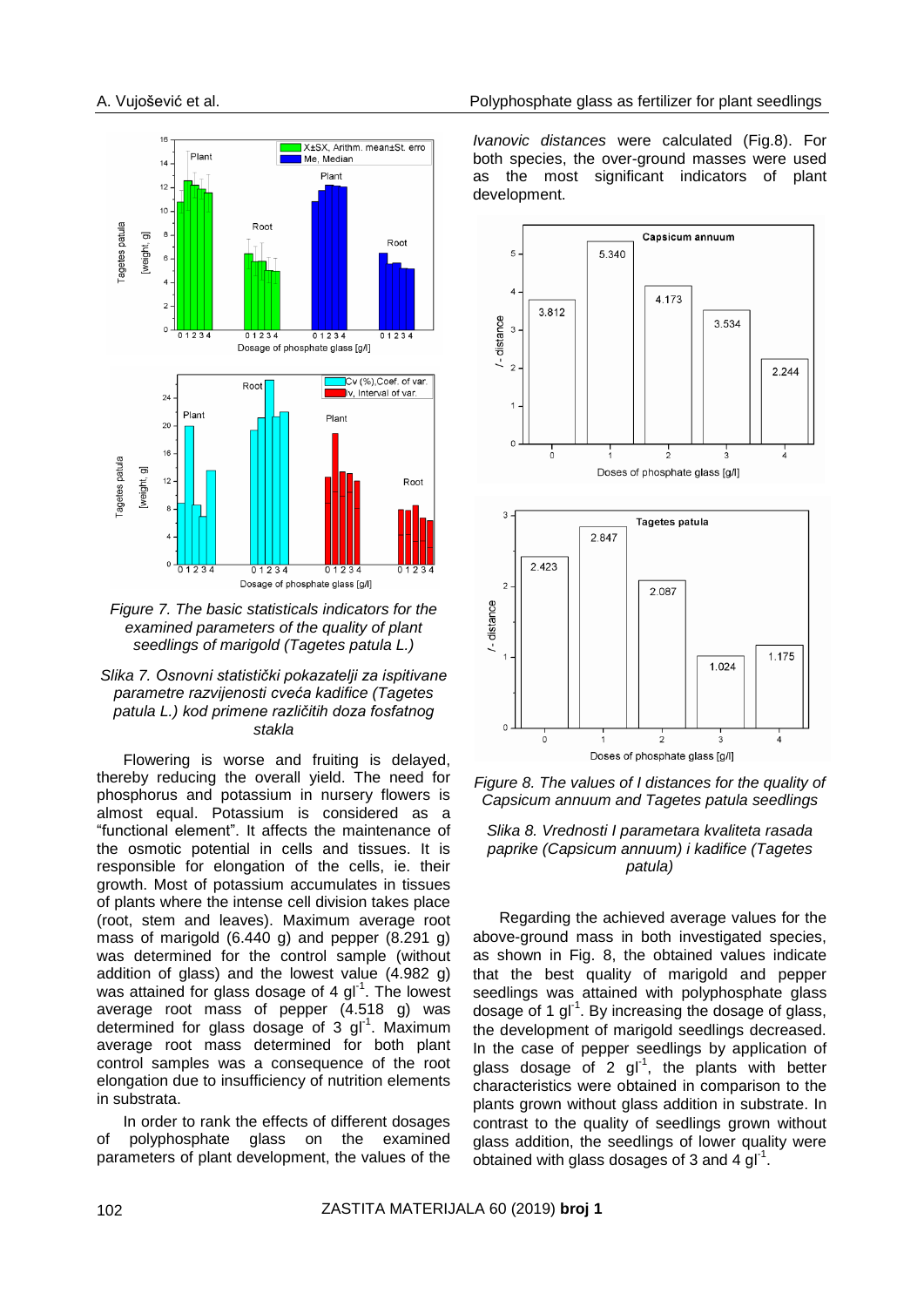*Figure 7. The basic statisticals indicators for the examined parameters of the quality of plant seedlings of marigold (Tagetes patula L.)*

*Slika 7. Osnovni statistički pokazatelji za ispitivane parametre razvijenosti cveća kadifice (Tagetes patula L.) kod primene različitih doza fosfatnog stakla*

Flowering is worse and fruiting is delayed, thereby reducing the overall yield. The need for phosphorus and potassium in nursery flowers is almost equal. Potassium is considered as a "functional element". It affects the maintenance of the osmotic potential in cells and tissues. It is responsible for elongation of the cells, ie. their growth. Most of potassium accumulates in tissues of plants where the intense cell division takes place (root, stem and leaves). Maximum average root mass of marigold (6.440 g) and pepper (8.291 g) was determined for the control sample (without addition of glass) and the lowest value (4.982 g) was attained for glass dosage of 4 $gl^{-1}$. The lowest average root mass of pepper (4.518 g) was determined for glass dosage of 3 $gl^{-1}$. Maximum average root mass determined for both plant control samples was a consequence of the root elongation due to insufficiency of nutrition elements in substrata.

In order to rank the effects of different dosages of polyphosphate glass on the examined parameters of plant development, the values of the *Ivanovic distances* were calculated (Fig.8). For both species, the over-ground masses were used as the most significant indicators of plant development.

*Figure 8. The values of I distances for the quality of Capsicum annuum and Tagetes patula seedlings*

*Slika 8. Vrednosti I parametara kvaliteta rasada paprike (Capsicum annuum) i kadifice (Tagetes patula)*

Regarding the achieved average values for the above-ground mass in both investigated species, as shown in Fig. 8, the obtained values indicate that the best quality of marigold and pepper seedlings was attained with polyphosphate glass dosage of 1 $gl^{-1}$. By increasing the dosage of glass, the development of marigold seedlings decreased. In the case of pepper seedlings by application of glass dosage of 2 $gl^{-1}$, the plants with better characteristics were obtained in comparison to the plants grown without glass addition in substrate. In contrast to the quality of seedlings grown without glass addition, the seedlings of lower quality were obtained with glass dosages of 3 and 4 $gl^{-1}$.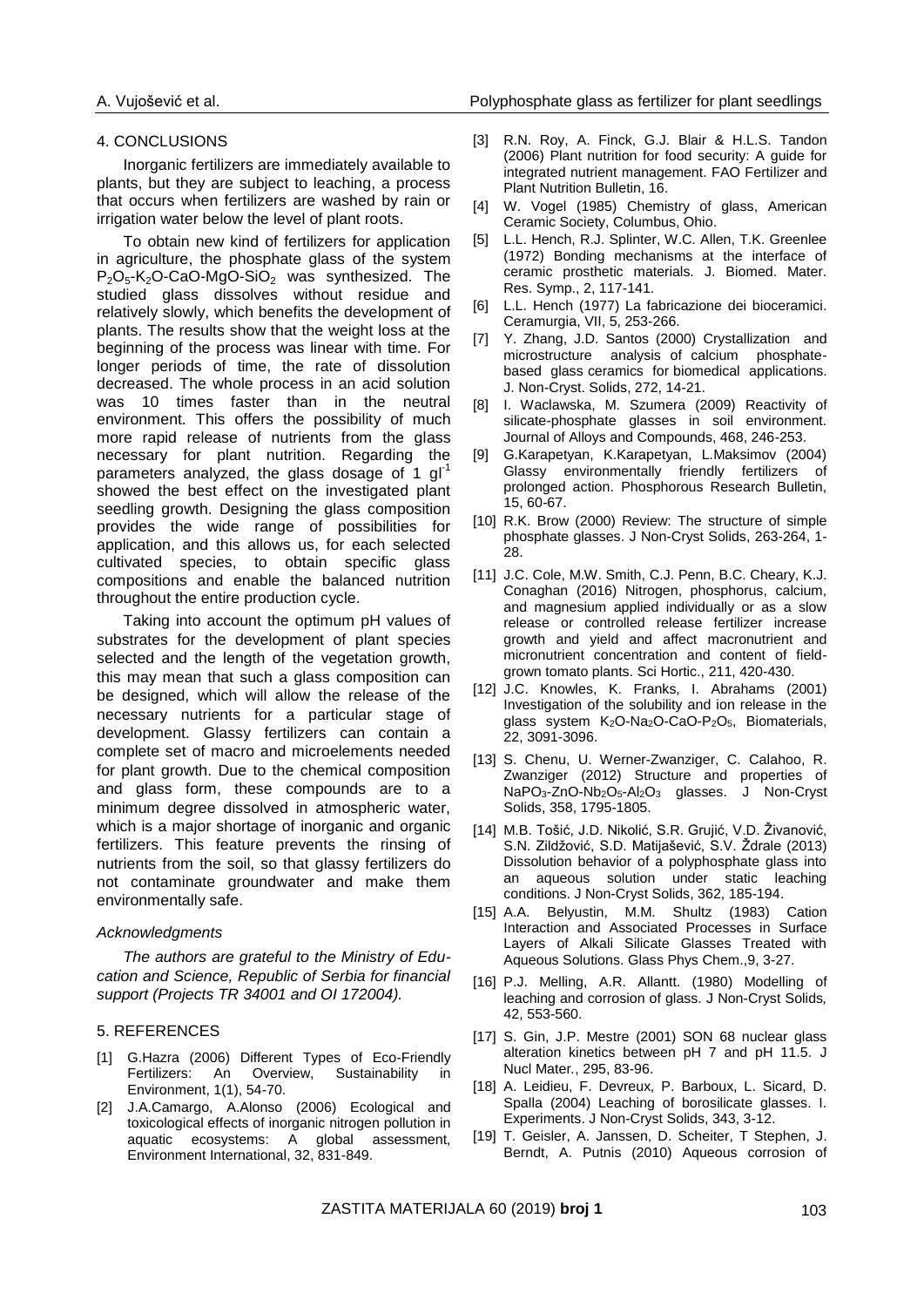## 4. CONCLUSIONS

Inorganic fertilizers are immediately available to plants, but they are subject to leaching, a process that occurs when fertilizers are washed by rain or irrigation water below the level of plant roots.

To obtain new kind of fertilizers for application in agriculture, the phosphate glass of the system $P_2O_5$-$K_2O$-CaO-MgO-$SiO_2$ was synthesized. The studied glass dissolves without residue and relatively slowly, which benefits the development of plants. The results show that the weight loss at the beginning of the process was linear with time. For longer periods of time, the rate of dissolution decreased. The whole process in an acid solution was 10 times faster than in the neutral environment. This offers the possibility of much more rapid release of nutrients from the glass necessary for plant nutrition. Regarding the parameters analyzed, the glass dosage of 1 $gl^{-1}$ showed the best effect on the investigated plant seedling growth. Designing the glass composition provides the wide range of possibilities for application, and this allows us, for each selected cultivated species, to obtain specific glass compositions and enable the balanced nutrition throughout the entire production cycle.

Taking into account the optimum pH values of substrates for the development of plant species selected and the length of the vegetation growth, this may mean that such a glass composition can be designed, which will allow the release of the necessary nutrients for a particular stage of development. Glassy fertilizers can contain a complete set of macro and microelements needed for plant growth. Due to the chemical composition and glass form, these compounds are to a minimum degree dissolved in atmospheric water, which is a major shortage of inorganic and organic fertilizers. This feature prevents the rinsing of nutrients from the soil, so that glassy fertilizers do not contaminate groundwater and make them environmentally safe.

### *Acknowledgments*

*The authors are grateful to the Ministry of Education and Science, Republic of Serbia for financial support (Projects TR 34001 and OI 172004).*

## 5. REFERENCES

[1] G.Hazra (2006) Different Types of Eco-Friendly Fertilizers: An Overview, Sustainability in Environment, 1(1), 54-70.

[2] J.A.Camargo, A.Alonso (2006) Ecological and toxicological effects of inorganic nitrogen pollution in aquatic ecosystems: A global assessment, Environment International, 32, 831-849.

[3] R.N. Roy, A. Finck, G.J. Blair & H.L.S. Tandon (2006) Plant nutrition for food security: A guide for integrated nutrient management. FAO Fertilizer and Plant Nutrition Bulletin, 16.

[4] W. Vogel (1985) Chemistry of glass, American Ceramic Society, Columbus, Ohio.

[5] L.L. Hench, R.J. Splinter, W.C. Allen, T.K. Greenlee (1972) Bonding mechanisms at the interface of ceramic prosthetic materials. J. Biomed. Mater. Res. Symp., 2, 117-141.

[6] L.L. Hench (1977) La fabricazione dei bioceramici. Ceramurgia, VII, 5, 253-266.

[7] Y. Zhang, J.D. Santos (2000) Crystallization and microstructure analysis of calcium phosphate-based glass ceramics for biomedical applications. J. Non-Cryst. Solids, 272, 14-21.

[8] I. Waclawska, M. Szumera (2009) Reactivity of silicate-phosphate glasses in soil environment. Journal of Alloys and Compounds, 468, 246-253.

[9] G.Karapetyan, K.Karapetyan, L.Maksimov (2004) Glassy environmentally friendly fertilizers of prolonged action. Phosphorous Research Bulletin, 15, 60-67.

[10] R.K. Brow (2000) Review: The structure of simple phosphate glasses. J Non-Cryst Solids, 263-264, 1-28.

[11] J.C. Cole, M.W. Smith, C.J. Penn, B.C. Cheary, K.J. Conaghan (2016) Nitrogen, phosphorus, calcium, and magnesium applied individually or as a slow release or controlled release fertilizer increase growth and yield and affect macronutrient and micronutrient concentration and content of field-grown tomato plants. Sci Hortic., 211, 420-430.

[12] J.C. Knowles, K. Franks, I. Abrahams (2001) Investigation of the solubility and ion release in the glass system $K_2O$-$Na_2O$-CaO-$P_2O_5$, Biomaterials, 22, 3091-3096.

[13] S. Chenu, U. Werner-Zwanziger, C. Calahoo, R. Zwanziger (2012) Structure and properties of $NaPO_3$-ZnO-$Nb_2O_5$-$Al_2O_3$ glasses. J Non-Cryst Solids, 358, 1795-1805.

[14] M.B. Tošić, J.D. Nikolić, S.R. Grujić, V.D. Živanović, S.N. Zildžović, S.D. Matijašević, S.V. Ždrale (2013) Dissolution behavior of a polyphosphate glass into an aqueous solution under static leaching conditions. J Non-Cryst Solids, 362, 185-194.

[15] A.A. Belyustin, M.M. Shultz (1983) Cation Interaction and Associated Processes in Surface Layers of Alkali Silicate Glasses Treated with Aqueous Solutions. Glass Phys Chem.,9, 3-27.

[16] P.J. Melling, A.R. Allantt. (1980) Modelling of leaching and corrosion of glass. J Non-Cryst Solids*,* 42, 553-560.

[17] S. Gin, J.P. Mestre (2001) SON 68 nuclear glass alteration kinetics between pH 7 and pH 11.5. J Nucl Mater., 295, 83-96.

[18] A. Leidieu, F. Devreux, P. Barboux, L. Sicard, D. Spalla (2004) Leaching of borosilicate glasses. I. Experiments. J Non-Cryst Solids, 343, 3-12.

[19] T. Geisler, A. Janssen, D. Scheiter, T Stephen, J. Berndt, A. Putnis (2010) Aqueous corrosion of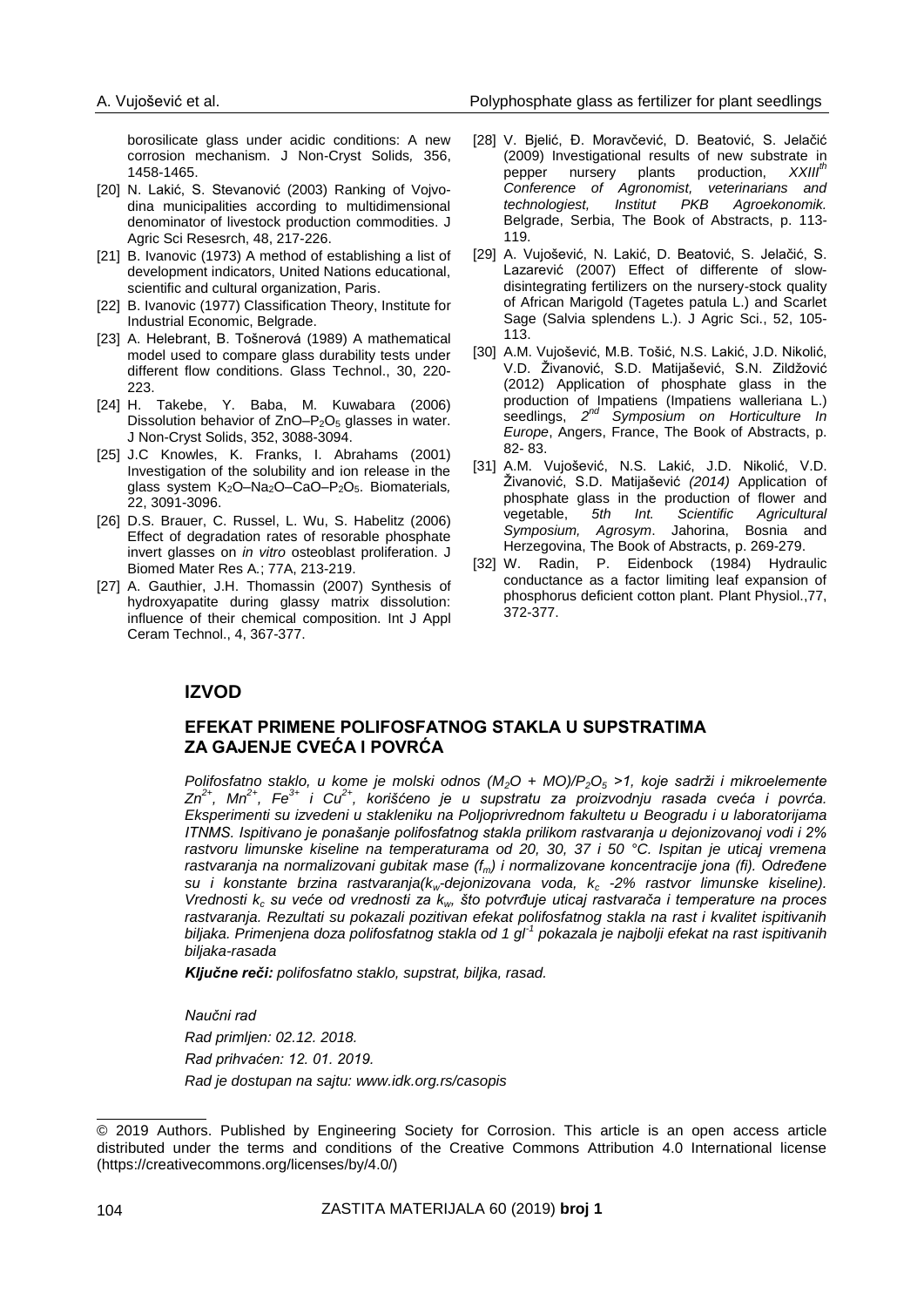borosilicate glass under acidic conditions: A new corrosion mechanism. J Non-Cryst Solids, 356, 1458-1465.

[20] N. Lakić, S. Stevanović (2003) Ranking of Vojvodina municipalities according to multidimensional denominator of livestock production commodities. J Agric Sci Resesrch, 48, 217-226.

[21] B. Ivanovic (1973) A method of establishing a list of development indicators, United Nations educational, scientific and cultural organization, Paris.

[22] B. Ivanovic (1977) Classification Theory, Institute for Industrial Economic, Belgrade.

[23] A. Helebrant, B. Tošnerová (1989) A mathematical model used to compare glass durability tests under different flow conditions. Glass Technol., 30, 220-223.

[24] H. Takebe, Y. Baba, M. Kuwabara (2006) Dissolution behavior of $ZnO–P_2O_5$ glasses in water. J Non-Cryst Solids, 352, 3088-3094.

[25] J.C Knowles, K. Franks, I. Abrahams (2001) Investigation of the solubility and ion release in the glass system $K_2O–Na_2O–CaO–P_2O_5$. Biomaterials, 22, 3091-3096.

[26] D.S. Brauer, C. Russel, L. Wu, S. Habelitz (2006) Effect of degradation rates of resorable phosphate invert glasses on *in vitro* osteoblast proliferation. J Biomed Mater Res A.; 77A, 213-219.

[27] A. Gauthier, J.H. Thomassin (2007) Synthesis of hydroxyapatite during glassy matrix dissolution: influence of their chemical composition. Int J Appl Ceram Technol., 4, 367-377.

[28] V. Bjelić, Đ. Moravčević, D. Beatović, S. Jelačić (2009) Investigational results of new substrate in pepper nursery plants production, *XXIII[th] Conference of Agronomist, veterinarians and technologiest, Institut PKB Agroekonomik.* Belgrade, Serbia, The Book of Abstracts, p. 113-119.

[29] A. Vujošević, N. Lakić, D. Beatović, S. Jelačić, S. Lazarević (2007) Effect of differente of slow-disintegrating fertilizers on the nursery-stock quality of African Marigold (Tagetes patula L.) and Scarlet Sage (Salvia splendens L.). J Agric Sci., 52, 105-113.

[30] A.M. Vujošević, M.B. Tošić, N.S. Lakić, J.D. Nikolić, V.D. Živanović, S.D. Matijašević, S.N. Zildžović (2012) Application of phosphate glass in the production of Impatiens (Impatiens walleriana L.) seedlings, *2[nd] Symposium on Horticulture In Europe*, Angers, France, The Book of Abstracts, p. 82- 83.

[31] A.M. Vujošević, N.S. Lakić, J.D. Nikolić, V.D. Živanović, S.D. Matijašević *(2014)* Application of phosphate glass in the production of flower and vegetable, *5th Int. Scientific Agricultural Symposium, Agrosym*. Jahorina, Bosnia and Herzegovina, The Book of Abstracts, p. 269-279.

[32] W. Radin, P. Eidenbock (1984) Hydraulic conductance as a factor limiting leaf expansion of phosphorus deficient cotton plant. Plant Physiol.,77, 372-377.

## IZVOD

### EFEKAT PRIMENE POLIFOSFATNOG STAKLA U SUPSTRATIMA ZA GAJENJE CVEĆA I POVRĆA

*Polifosfatno staklo, u kome je molski odnos $(M_2O + MO)/P_2O_5 >1$, koje sadrži i mikroelemente $Zn^{2+}$, $Mn^{2+}$, $Fe^{3+}$ i $Cu^{2+}$, korišćeno je u supstratu za proizvodnju rasada cveća i povrća. Eksperimenti su izvedeni u stakleniku na Poljoprivrednom fakultetu u Beogradu i u laboratorijama ITNMS. Ispitivano je ponašanje polifosfatnog stakla prilikom rastvaranja u dejonizovanoj vodi i 2% rastvoru limunske kiseline na temperaturama od 20, 30, 37 i 50 °C. Ispitan je uticaj vremena rastvaranja na normalizovani gubitak mase ($f_m$) i normalizovane koncentracije jona (fi). Određene su i konstante brzina rastvaranja($k_w$-dejonizovana voda, $k_c$ -2% rastvor limunske kiseline). Vrednosti $k_c$ su veće od vrednosti za $k_w$, što potvrđuje uticaj rastvarača i temperature na proces rastvaranja. Rezultati su pokazali pozitivan efekat polifosfatnog stakla na rast i kvalitet ispitivanih biljaka. Primenjena doza polifosfatnog stakla od 1 $gl^{-1}$ pokazala je najbolji efekat na rast ispitivanih biljaka-rasada*

***Ključne reči:*** *polifosfatno staklo, supstrat, biljka, rasad.*

*Naučni rad*

*Rad primljen: 02.12. 2018.*

*Rad prihvaćen: 12. 01. 2019.*

*Rad je dostupan na sajtu: www.idk.org.rs/casopis*

© 2019 Authors. Published by Engineering Society for Corrosion. This article is an open access article distributed under the terms and conditions of the Creative Commons Attribution 4.0 International license (https://creativecommons.org/licenses/by/4.0/)